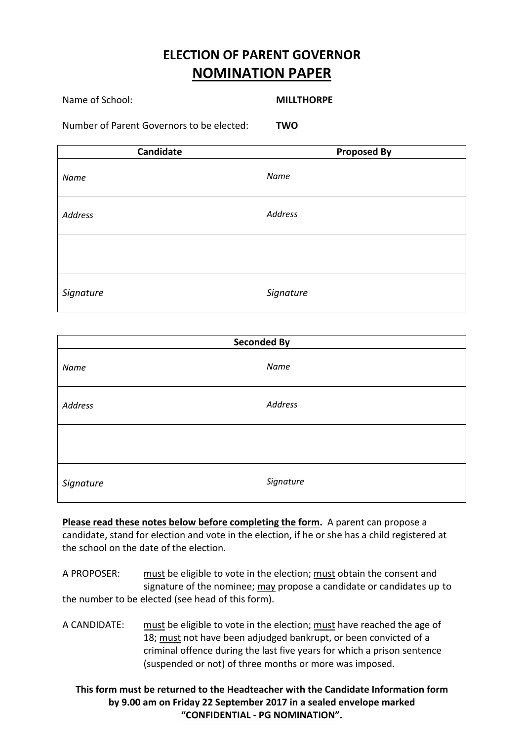# ELECTION OF PARENT GOVERNOR
## NOMINATION PAPER

Name of School: **MILLTHORPE**

Number of Parent Governors to be elected: **TWO**

| Candidate | Proposed By |
|---|---|
| *Name* | *Name* |
| *Address* | *Address* |
| | |
| *Signature* | *Signature* |

| Seconded By | |
|---|---|
| *Name* | *Name* |
| *Address* | *Address* |
| | |
| *Signature* | *Signature* |

**Please read these notes below before completing the form.** A parent can propose a candidate, stand for election and vote in the election, if he or she has a child registered at the school on the date of the election.

A PROPOSER: must be eligible to vote in the election; must obtain the consent and signature of the nominee; may propose a candidate or candidates up to the number to be elected (see head of this form).

A CANDIDATE: must be eligible to vote in the election; must have reached the age of 18; must not have been adjudged bankrupt, or been convicted of a criminal offence during the last five years for which a prison sentence (suspended or not) of three months or more was imposed.

**This form must be returned to the Headteacher with the Candidate Information form by 9.00 am on Friday 22 September 2017 in a sealed envelope marked "CONFIDENTIAL - PG NOMINATION".**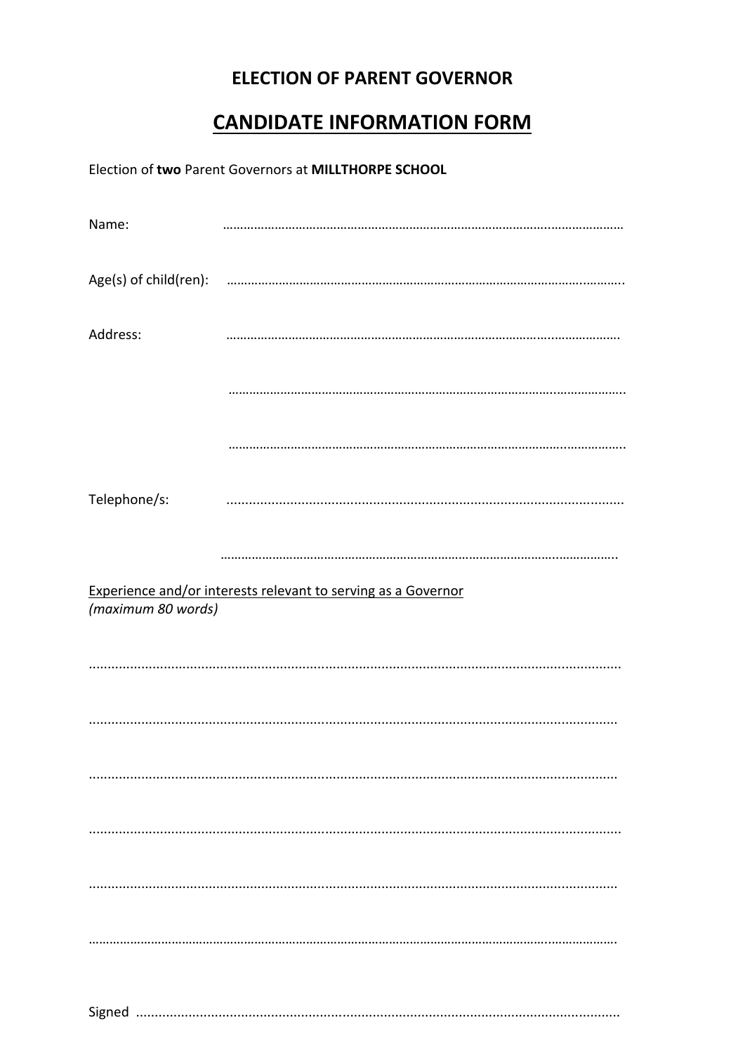## ELECTION OF PARENT GOVERNOR

## <u>CANDIDATE INFORMATION FORM</u>

Election of **two** Parent Governors at **MILLTHORPE SCHOOL**

Name: ……………………………………………………………………………………………………

Age(s) of child(ren): ……………………………………………………………………………………………………

Address: ……………………………………………………………………………………………………

……………………………………………………………………………………………………

……………………………………………………………………………………………………

Telephone/s: ……………………………………………………………………………………………………

……………………………………………………………………………………………………

<u>Experience and/or interests relevant to serving as a Governor</u>
*(maximum 80 words)*

……………………………………………………………………………………………………………………………

……………………………………………………………………………………………………………………………

……………………………………………………………………………………………………………………………

……………………………………………………………………………………………………………………………

……………………………………………………………………………………………………………………………

……………………………………………………………………………………………………………………………

Signed ……………………………………………………………………………………………………………………